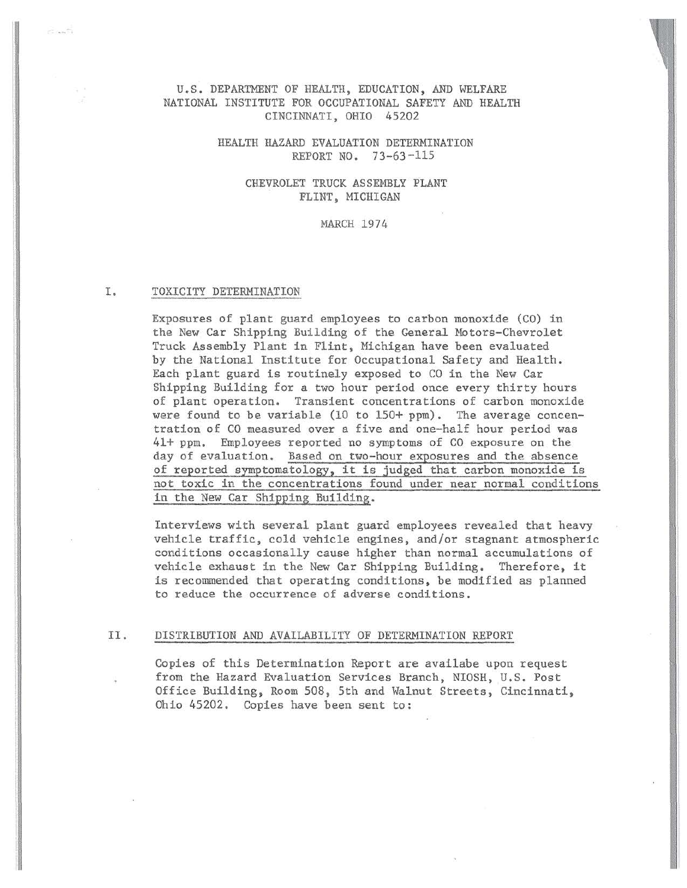U.S. DEPARTMENT OF HEALTH, EDUCATION, AND WELFARE
NATIONAL INSTITUTE FOR OCCUPATIONAL SAFETY AND HEALTH
CINCINNATI, OHIO 45202

HEALTH HAZARD EVALUATION DETERMINATION
REPORT NO. 73-63-115

CHEVROLET TRUCK ASSEMBLY PLANT
FLINT, MICHIGAN

MARCH 1974

## I. TOXICITY DETERMINATION

Exposures of plant guard employees to carbon monoxide (CO) in the New Car Shipping Building of the General Motors-Chevrolet Truck Assembly Plant in Flint, Michigan have been evaluated by the National Institute for Occupational Safety and Health. Each plant guard is routinely exposed to CO in the New Car Shipping Building for a two hour period once every thirty hours of plant operation. Transient concentrations of carbon monoxide were found to be variable (10 to 150+ ppm). The average concentration of CO measured over a five and one-half hour period was 41+ ppm. Employees reported no symptoms of CO exposure on the day of evaluation. Based on two-hour exposures and the absence of reported symptomatology, it is judged that carbon monoxide is not toxic in the concentrations found under near normal conditions in the New Car Shipping Building.

Interviews with several plant guard employees revealed that heavy vehicle traffic, cold vehicle engines, and/or stagnant atmospheric conditions occasionally cause higher than normal accumulations of vehicle exhaust in the New Car Shipping Building. Therefore, it is recommended that operating conditions, be modified as planned to reduce the occurrence of adverse conditions.

## II. DISTRIBUTION AND AVAILABILITY OF DETERMINATION REPORT

Copies of this Determination Report are availabe upon request from the Hazard Evaluation Services Branch, NIOSH, U.S. Post Office Building, Room 508, 5th and Walnut Streets, Cincinnati, Ohio 45202. Copies have been sent to: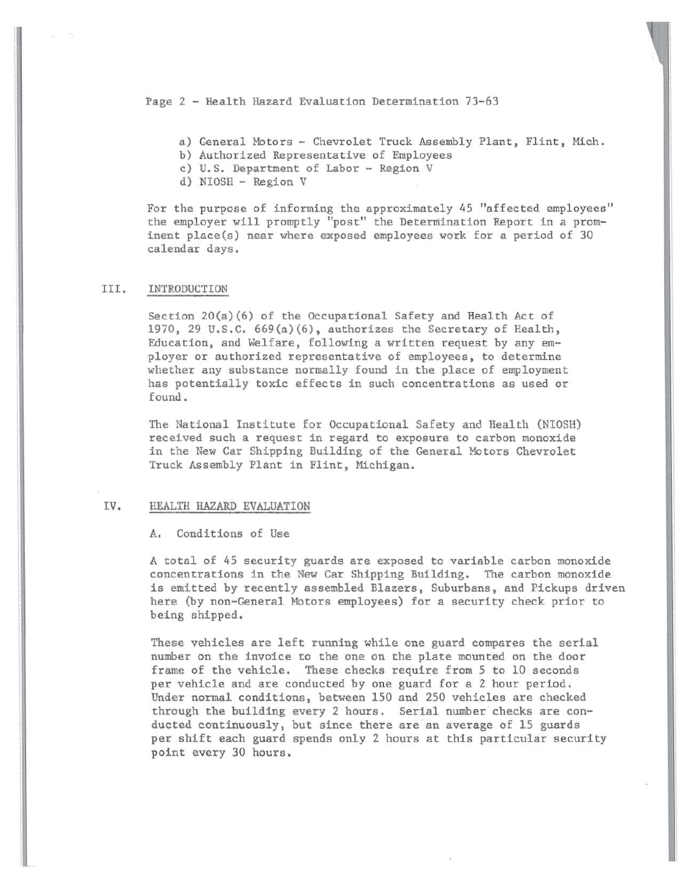a) General Motors - Chevrolet Truck Assembly Plant, Flint, Mich.
b) Authorized Representative of Employees
c) U.S. Department of Labor - Region V
d) NIOSH - Region V

For the purpose of informing the approximately 45 "affected employees" the employer will promptly "post" the Determination Report in a prominent place(s) near where exposed employees work for a period of 30 calendar days.

## III. INTRODUCTION

Section 20(a)(6) of the Occupational Safety and Health Act of 1970, 29 U.S.C. 669(a)(6), authorizes the Secretary of Health, Education, and Welfare, following a written request by any employer or authorized representative of employees, to determine whether any substance normally found in the place of employment has potentially toxic effects in such concentrations as used or found.

The National Institute for Occupational Safety and Health (NIOSH) received such a request in regard to exposure to carbon monoxide in the New Car Shipping Building of the General Motors Chevrolet Truck Assembly Plant in Flint, Michigan.

## IV. HEALTH HAZARD EVALUATION

### A. Conditions of Use

A total of 45 security guards are exposed to variable carbon monoxide concentrations in the New Car Shipping Building. The carbon monoxide is emitted by recently assembled Blazers, Suburbans, and Pickups driven here (by non-General Motors employees) for a security check prior to being shipped.

These vehicles are left running while one guard compares the serial number on the invoice to the one on the plate mounted on the door frame of the vehicle. These checks require from 5 to 10 seconds per vehicle and are conducted by one guard for a 2 hour period. Under normal conditions, between 150 and 250 vehicles are checked through the building every 2 hours. Serial number checks are conducted continuously, but since there are an average of 15 guards per shift each guard spends only 2 hours at this particular security point every 30 hours.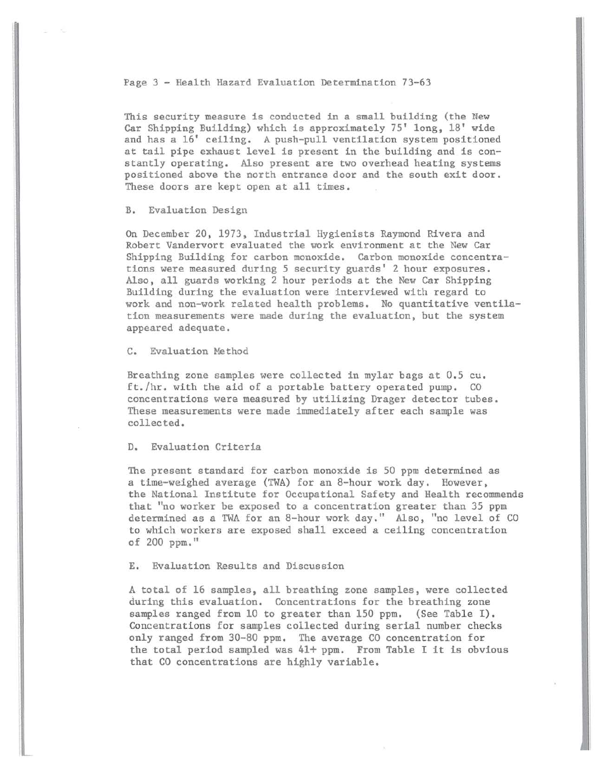This security measure is conducted in a small building (the New Car Shipping Building) which is approximately 75' long, 18' wide and has a 16' ceiling. A push-pull ventilation system positioned at tail pipe exhaust level is present in the building and is constantly operating. Also present are two overhead heating systems positioned above the north entrance door and the south exit door. These doors are kept open at all times.

## B. Evaluation Design

On December 20, 1973, Industrial Hygienists Raymond Rivera and Robert Vandervort evaluated the work environment at the New Car Shipping Building for carbon monoxide. Carbon monoxide concentrations were measured during 5 security guards' 2 hour exposures. Also, all guards working 2 hour periods at the New Car Shipping Building during the evaluation were interviewed with regard to work and non-work related health problems. No quantitative ventilation measurements were made during the evaluation, but the system appeared adequate.

## C. Evaluation Method

Breathing zone samples were collected in mylar bags at 0.5 cu. ft./hr. with the aid of a portable battery operated pump. CO concentrations were measured by utilizing Drager detector tubes. These measurements were made immediately after each sample was collected.

## D. Evaluation Criteria

The present standard for carbon monoxide is 50 ppm determined as a time-weighed average (TWA) for an 8-hour work day. However, the National Institute for Occupational Safety and Health recommends that "no worker be exposed to a concentration greater than 35 ppm determined as a TWA for an 8-hour work day." Also, "no level of CO to which workers are exposed shall exceed a ceiling concentration of 200 ppm."

## E. Evaluation Results and Discussion

A total of 16 samples, all breathing zone samples, were collected during this evaluation. Concentrations for the breathing zone samples ranged from 10 to greater than 150 ppm. (See Table I). Concentrations for samples collected during serial number checks only ranged from 30-80 ppm. The average CO concentration for the total period sampled was 41+ ppm. From Table I it is obvious that CO concentrations are highly variable.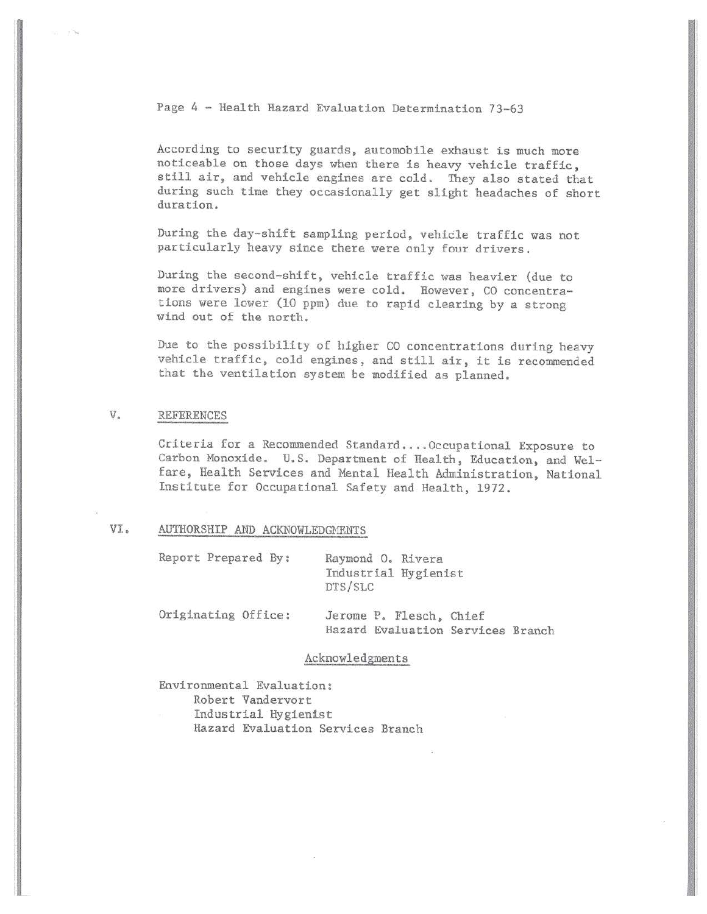According to security guards, automobile exhaust is much more noticeable on those days when there is heavy vehicle traffic, still air, and vehicle engines are cold. They also stated that during such time they occasionally get slight headaches of short duration.

During the day-shift sampling period, vehicle traffic was not particularly heavy since there were only four drivers.

During the second-shift, vehicle traffic was heavier (due to more drivers) and engines were cold. However, CO concentrations were lower (10 ppm) due to rapid clearing by a strong wind out of the north.

Due to the possibility of higher CO concentrations during heavy vehicle traffic, cold engines, and still air, it is recommended that the ventilation system be modified as planned.

## V. REFERENCES

Criteria for a Recommended Standard....Occupational Exposure to Carbon Monoxide. U.S. Department of Health, Education, and Welfare, Health Services and Mental Health Administration, National Institute for Occupational Safety and Health, 1972.

## VI. AUTHORSHIP AND ACKNOWLEDGMENTS

Report Prepared By: Raymond O. Rivera
Industrial Hygienist
DTS/SLC

Originating Office: Jerome P. Flesch, Chief
Hazard Evaluation Services Branch

### Acknowledgments

Environmental Evaluation:
Robert Vandervort
Industrial Hygienist
Hazard Evaluation Services Branch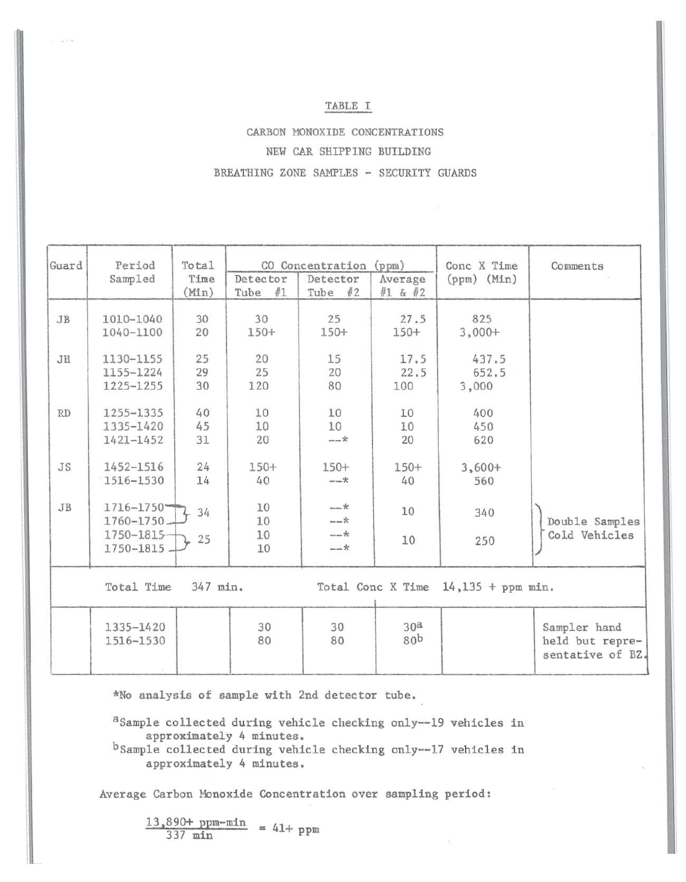TABLE I

CARBON MONOXIDE CONCENTRATIONS

NEW CAR SHIPPING BUILDING

BREATHING ZONE SAMPLES - SECURITY GUARDS

| Guard | Period Sampled | Total Time (Min) | CO Concentration (ppm) | | | Conc X Time (ppm) (Min) | Comments |
|---|---|---|---|---|---|---|---|
| | | | Detector Tube #1 | Detector Tube #2 | Average #1 & #2 | | |
| JB | 1010-1040 | 30 | 30 | 25 | 27.5 | 825 | |
| | 1040-1100 | 20 | 150+ | 150+ | 150+ | 3,000+ | |
| JH | 1130-1155 | 25 | 20 | 15 | 17.5 | 437.5 | |
| | 1155-1224 | 29 | 25 | 20 | 22.5 | 652.5 | |
| | 1225-1255 | 30 | 120 | 80 | 100 | 3,000 | |
| RD | 1255-1335 | 40 | 10 | 10 | 10 | 400 | |
| | 1335-1420 | 45 | 10 | 10 | 10 | 450 | |
| | 1421-1452 | 31 | 20 | --* | 20 | 620 | |
| JS | 1452-1516 | 24 | 150+ | 150+ | 150+ | 3,600+ | |
| | 1516-1530 | 14 | 40 | --* | 40 | 560 | |
| JB | 1716-1750 | 34 | 10 | --* | 10 | 340 | Double Samples Cold Vehicles |
| | 1760-1750 | | 10 | --* | | | |
| | 1750-1815 | 25 | 10 | --* | 10 | 250 | |
| | 1750-1815 | | 10 | --* | | | |
| Total Time | 347 min. | | Total Conc X Time | 14,135 + ppm min. | | | |
| | 1335-1420 | | 30 | 30 | 30[a] | | Sampler hand held but representative of BZ. |
| | 1516-1530 | | 80 | 80 | 80[b] | | |

*No analysis of sample with 2nd detector tube.

[a]Sample collected during vehicle checking only--19 vehicles in approximately 4 minutes.

[b]Sample collected during vehicle checking only--17 vehicles in approximately 4 minutes.

Average Carbon Monoxide Concentration over sampling period:

$$\frac{13{,}890\text{+ ppm-min}}{337\text{ min}} = 41\text{+ ppm}$$